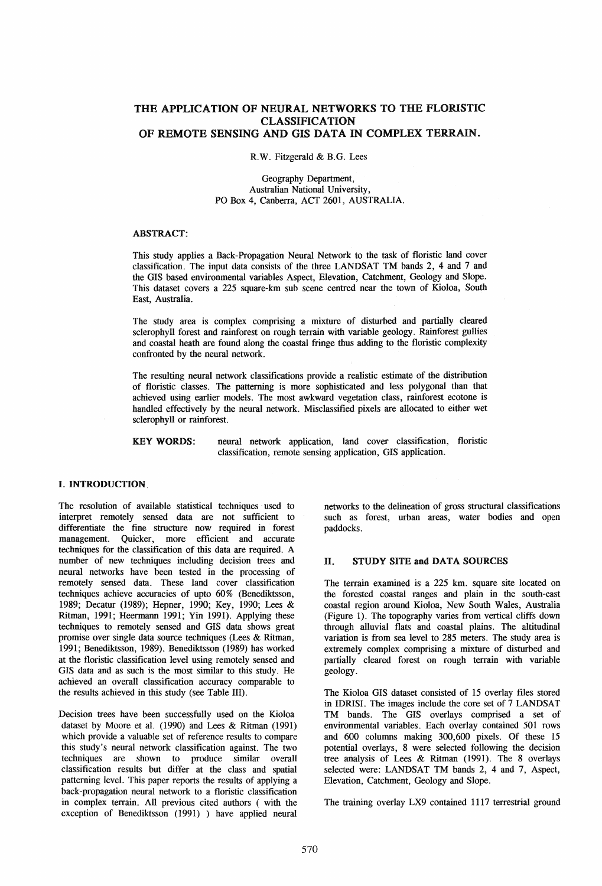# THE APPLICATION OF NEURAL NETWORKS TO THE FLORISTIC CLASSIFICATION OF REMOTE SENSING AND GIS DATA IN COMPLEX TERRAIN.

R.W. Fitzgerald & B.G. Lees

Geography Department,
Australian National University,
PO Box 4, Canberra, ACT 2601, AUSTRALIA.

**ABSTRACT:**

This study applies a Back-Propagation Neural Network to the task of floristic land cover classification. The input data consists of the three LANDSAT TM bands 2, 4 and 7 and the GIS based environmental variables Aspect, Elevation, Catchment, Geology and Slope. This dataset covers a 225 square-km sub scene centred near the town of Kioloa, South East, Australia.

The study area is complex comprising a mixture of disturbed and partially cleared sclerophyll forest and rainforest on rough terrain with variable geology. Rainforest gullies and coastal heath are found along the coastal fringe thus adding to the floristic complexity confronted by the neural network.

The resulting neural network classifications provide a realistic estimate of the distribution of floristic classes. The patterning is more sophisticated and less polygonal than that achieved using earlier models. The most awkward vegetation class, rainforest ecotone is handled effectively by the neural network. Misclassified pixels are allocated to either wet sclerophyll or rainforest.

**KEY WORDS:** neural network application, land cover classification, floristic classification, remote sensing application, GIS application.

## I. INTRODUCTION

The resolution of available statistical techniques used to interpret remotely sensed data are not sufficient to differentiate the fine structure now required in forest management. Quicker, more efficient and accurate techniques for the classification of this data are required. A number of new techniques including decision trees and neural networks have been tested in the processing of remotely sensed data. These land cover classification techniques achieve accuracies of upto 60% (Benediktsson, 1989; Decatur (1989); Hepner, 1990; Key, 1990; Lees & Ritman, 1991; Heermann 1991; Yin 1991). Applying these techniques to remotely sensed and GIS data shows great promise over single data source techniques (Lees & Ritman, 1991; Benediktsson, 1989). Benediktsson (1989) has worked at the floristic classification level using remotely sensed and GIS data and as such is the most similar to this study. He achieved an overall classification accuracy comparable to the results achieved in this study (see Table III).

Decision trees have been successfully used on the Kioloa dataset by Moore et al. (1990) and Lees & Ritman (1991) which provide a valuable set of reference results to compare this study's neural network classification against. The two techniques are shown to produce similar overall classification results but differ at the class and spatial patterning level. This paper reports the results of applying a back-propagation neural network to a floristic classification in complex terrain. All previous cited authors ( with the exception of Benediktsson (1991) ) have applied neural networks to the delineation of gross structural classifications such as forest, urban areas, water bodies and open paddocks.

## II. STUDY SITE and DATA SOURCES

The terrain examined is a 225 km. square site located on the forested coastal ranges and plain in the south-east coastal region around Kioloa, New South Wales, Australia (Figure 1). The topography varies from vertical cliffs down through alluvial flats and coastal plains. The altitudinal variation is from sea level to 285 meters. The study area is extremely complex comprising a mixture of disturbed and partially cleared forest on rough terrain with variable geology.

The Kioloa GIS dataset consisted of 15 overlay files stored in IDRISI. The images include the core set of 7 LANDSAT TM bands. The GIS overlays comprised a set of environmental variables. Each overlay contained 501 rows and 600 columns making 300,600 pixels. Of these 15 potential overlays, 8 were selected following the decision tree analysis of Lees & Ritman (1991). The 8 overlays selected were: LANDSAT TM bands 2, 4 and 7, Aspect, Elevation, Catchment, Geology and Slope.

The training overlay LX9 contained 1117 terrestrial ground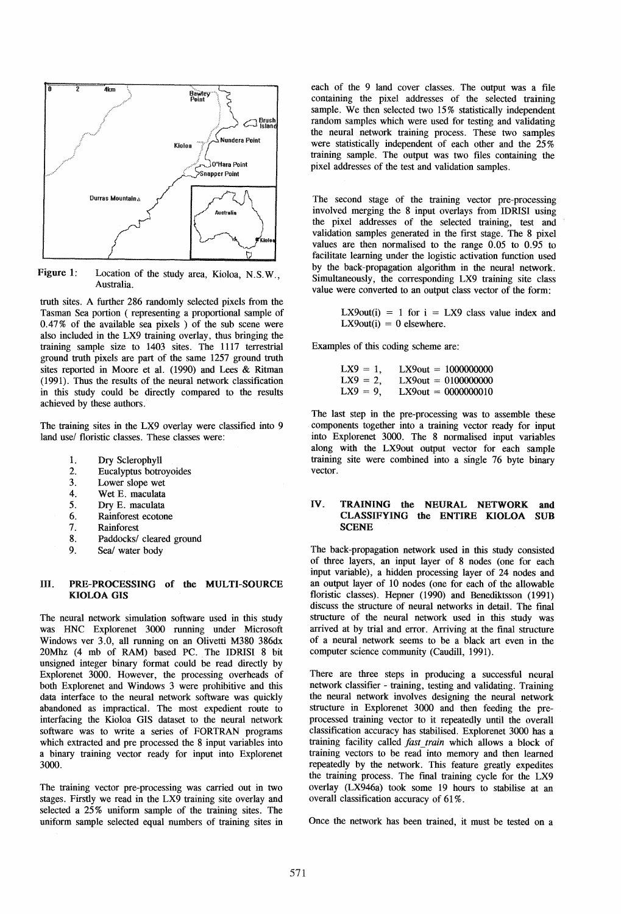Figure 1: Location of the study area, Kioloa, N.S.W., Australia.

truth sites. A further 286 randomly selected pixels from the Tasman Sea portion ( representing a proportional sample of 0.47% of the available sea pixels ) of the sub scene were also included in the LX9 training overlay, thus bringing the training sample size to 1403 sites. The 1117 terrestrial ground truth pixels are part of the same 1257 ground truth sites reported in Moore et al. (1990) and Lees & Ritman (1991). Thus the results of the neural network classification in this study could be directly compared to the results achieved by these authors.

The training sites in the LX9 overlay were classified into 9 land use/ floristic classes. These classes were:

1. Dry Sclerophyll
2. Eucalyptus botroyoides
3. Lower slope wet
4. Wet E. maculata
5. Dry E. maculata
6. Rainforest ecotone
7. Rainforest
8. Paddocks/ cleared ground
9. Sea/ water body

## III. PRE-PROCESSING of the MULTI-SOURCE KIOLOA GIS

The neural network simulation software used in this study was HNC Explorenet 3000 running under Microsoft Windows ver 3.0, all running on an Olivetti M380 386dx 20Mhz (4 mb of RAM) based PC. The IDRISI 8 bit unsigned integer binary format could be read directly by Explorenet 3000. However, the processing overheads of both Explorenet and Windows 3 were prohibitive and this data interface to the neural network software was quickly abandoned as impractical. The most expedient route to interfacing the Kioloa GIS dataset to the neural network software was to write a series of FORTRAN programs which extracted and pre processed the 8 input variables into a binary training vector ready for input into Explorenet 3000.

The training vector pre-processing was carried out in two stages. Firstly we read in the LX9 training site overlay and selected a 25% uniform sample of the training sites. The uniform sample selected equal numbers of training sites in each of the 9 land cover classes. The output was a file containing the pixel addresses of the selected training sample. We then selected two 15% statistically independent random samples which were used for testing and validating the neural network training process. These two samples were statistically independent of each other and the 25% training sample. The output was two files containing the pixel addresses of the test and validation samples.

The second stage of the training vector pre-processing involved merging the 8 input overlays from IDRISI using the pixel addresses of the selected training, test and validation samples generated in the first stage. The 8 pixel values are then normalised to the range 0.05 to 0.95 to facilitate learning under the logistic activation function used by the back-propagation algorithm in the neural network. Simultaneously, the corresponding LX9 training site class value were converted to an output class vector of the form:

> LX9out(i) = 1 for i = LX9 class value index and LX9out(i) = 0 elsewhere.

Examples of this coding scheme are:

> LX9 = 1, LX9out = 1000000000
> LX9 = 2, LX9out = 0100000000
> LX9 = 9, LX9out = 0000000010

The last step in the pre-processing was to assemble these components together into a training vector ready for input into Explorenet 3000. The 8 normalised input variables along with the LX9out output vector for each sample training site were combined into a single 76 byte binary vector.

## IV. TRAINING the NEURAL NETWORK and CLASSIFYING the ENTIRE KIOLOA SUB SCENE

The back-propagation network used in this study consisted of three layers, an input layer of 8 nodes (one for each input variable), a hidden processing layer of 24 nodes and an output layer of 10 nodes (one for each of the allowable floristic classes). Hepner (1990) and Benediktsson (1991) discuss the structure of neural networks in detail. The final structure of the neural network used in this study was arrived at by trial and error. Arriving at the final structure of a neural network seems to be a black art even in the computer science community (Caudill, 1991).

There are three steps in producing a successful neural network classifier - training, testing and validating. Training the neural network involves designing the neural network structure in Explorenet 3000 and then feeding the pre-processed training vector to it repeatedly until the overall classification accuracy has stabilised. Explorenet 3000 has a training facility called *fast_train* which allows a block of training vectors to be read into memory and then learned repeatedly by the network. This feature greatly expedites the training process. The final training cycle for the LX9 overlay (LX946a) took some 19 hours to stabilise at an overall classification accuracy of 61%.

Once the network has been trained, it must be tested on a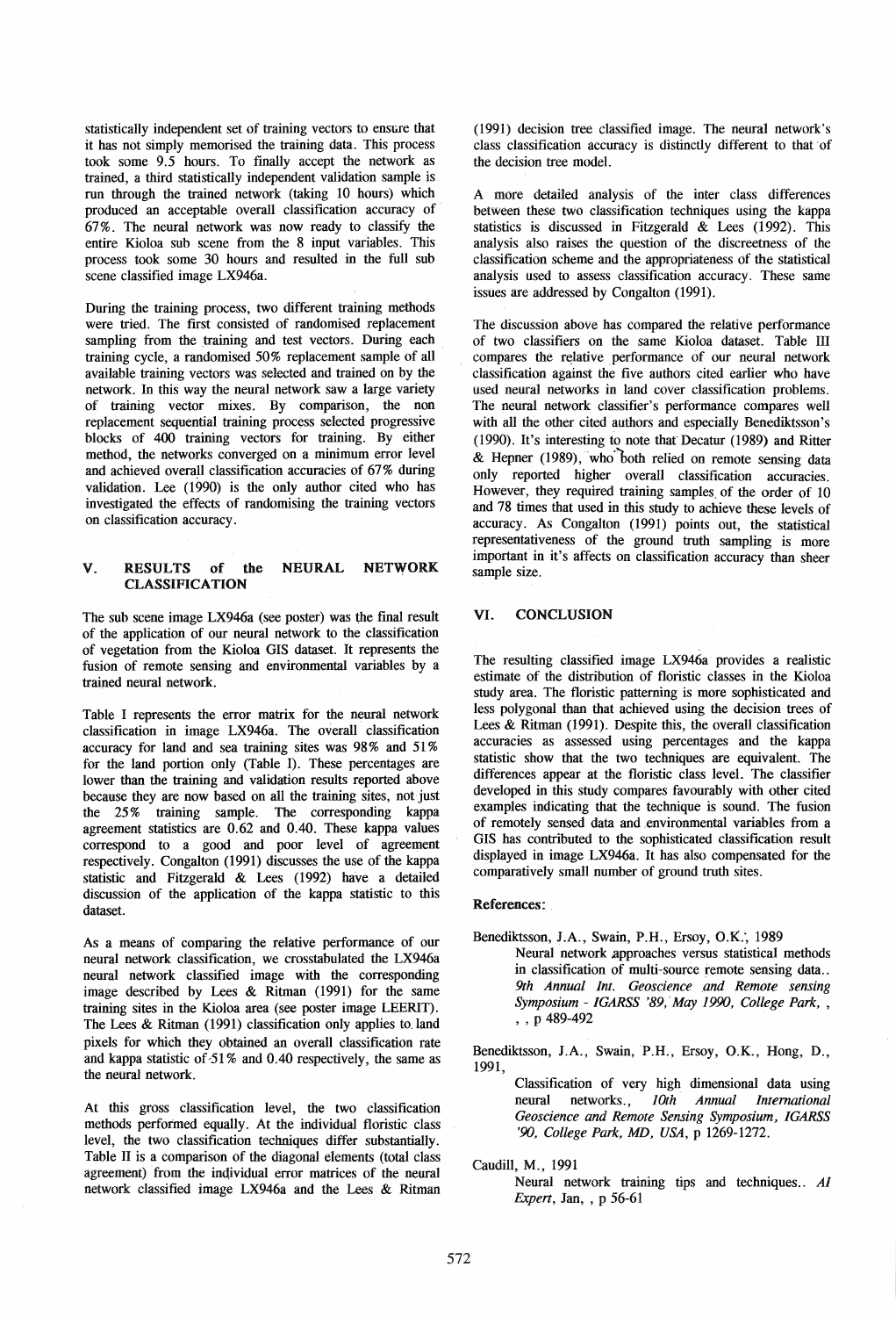statistically independent set of training vectors to ensure that it has not simply memorised the training data. This process took some 9.5 hours. To finally accept the network as trained, a third statistically independent validation sample is run through the trained network (taking 10 hours) which produced an acceptable overall classification accuracy of 67%. The neural network was now ready to classify the entire Kioloa sub scene from the 8 input variables. This process took some 30 hours and resulted in the full sub scene classified image LX946a.

During the training process, two different training methods were tried. The first consisted of randomised replacement sampling from the training and test vectors. During each training cycle, a randomised 50% replacement sample of all available training vectors was selected and trained on by the network. In this way the neural network saw a large variety of training vector mixes. By comparison, the non replacement sequential training process selected progressive blocks of 400 training vectors for training. By either method, the networks converged on a minimum error level and achieved overall classification accuracies of 67% during validation. Lee (1990) is the only author cited who has investigated the effects of randomising the training vectors on classification accuracy.

## V. RESULTS of the NEURAL NETWORK CLASSIFICATION

The sub scene image LX946a (see poster) was the final result of the application of our neural network to the classification of vegetation from the Kioloa GIS dataset. It represents the fusion of remote sensing and environmental variables by a trained neural network.

Table I represents the error matrix for the neural network classification in image LX946a. The overall classification accuracy for land and sea training sites was 98% and 51% for the land portion only (Table I). These percentages are lower than the training and validation results reported above because they are now based on all the training sites, not just the 25% training sample. The corresponding kappa agreement statistics are 0.62 and 0.40. These kappa values correspond to a good and poor level of agreement respectively. Congalton (1991) discusses the use of the kappa statistic and Fitzgerald & Lees (1992) have a detailed discussion of the application of the kappa statistic to this dataset.

As a means of comparing the relative performance of our neural network classification, we crosstabulated the LX946a neural network classified image with the corresponding image described by Lees & Ritman (1991) for the same training sites in the Kioloa area (see poster image LEERIT). The Lees & Ritman (1991) classification only applies to land pixels for which they obtained an overall classification rate and kappa statistic of 51% and 0.40 respectively, the same as the neural network.

At this gross classification level, the two classification methods performed equally. At the individual floristic class level, the two classification techniques differ substantially. Table II is a comparison of the diagonal elements (total class agreement) from the individual error matrices of the neural network classified image LX946a and the Lees & Ritman (1991) decision tree classified image. The neural network's class classification accuracy is distinctly different to that of the decision tree model.

A more detailed analysis of the inter class differences between these two classification techniques using the kappa statistics is discussed in Fitzgerald & Lees (1992). This analysis also raises the question of the discreetness of the classification scheme and the appropriateness of the statistical analysis used to assess classification accuracy. These same issues are addressed by Congalton (1991).

The discussion above has compared the relative performance of two classifiers on the same Kioloa dataset. Table III compares the relative performance of our neural network classification against the five authors cited earlier who have used neural networks in land cover classification problems. The neural network classifier's performance compares well with all the other cited authors and especially Benediktsson's (1990). It's interesting to note that Decatur (1989) and Ritter & Hepner (1989), who both relied on remote sensing data only reported higher overall classification accuracies. However, they required training samples of the order of 10 and 78 times that used in this study to achieve these levels of accuracy. As Congalton (1991) points out, the statistical representativeness of the ground truth sampling is more important in it's affects on classification accuracy than sheer sample size.

## VI. CONCLUSION

The resulting classified image LX946a provides a realistic estimate of the distribution of floristic classes in the Kioloa study area. The floristic patterning is more sophisticated and less polygonal than that achieved using the decision trees of Lees & Ritman (1991). Despite this, the overall classification accuracies as assessed using percentages and the kappa statistic show that the two techniques are equivalent. The differences appear at the floristic class level. The classifier developed in this study compares favourably with other cited examples indicating that the technique is sound. The fusion of remotely sensed data and environmental variables from a GIS has contributed to the sophisticated classification result displayed in image LX946a. It has also compensated for the comparatively small number of ground truth sites.

**References:**

Benediktsson, J.A., Swain, P.H., Ersoy, O.K., 1989
Neural network approaches versus statistical methods in classification of multi-source remote sensing data.. *9th Annual Int. Geoscience and Remote sensing Symposium - IGARSS '89, May 1990, College Park,* , , , p 489-492

Benediktsson, J.A., Swain, P.H., Ersoy, O.K., Hong, D., 1991,
Classification of very high dimensional data using neural networks., *10th Annual International Geoscience and Remote Sensing Symposium, IGARSS '90, College Park, MD, USA*, p 1269-1272.

Caudill, M., 1991
Neural network training tips and techniques.. *AI Expert*, Jan, , p 56-61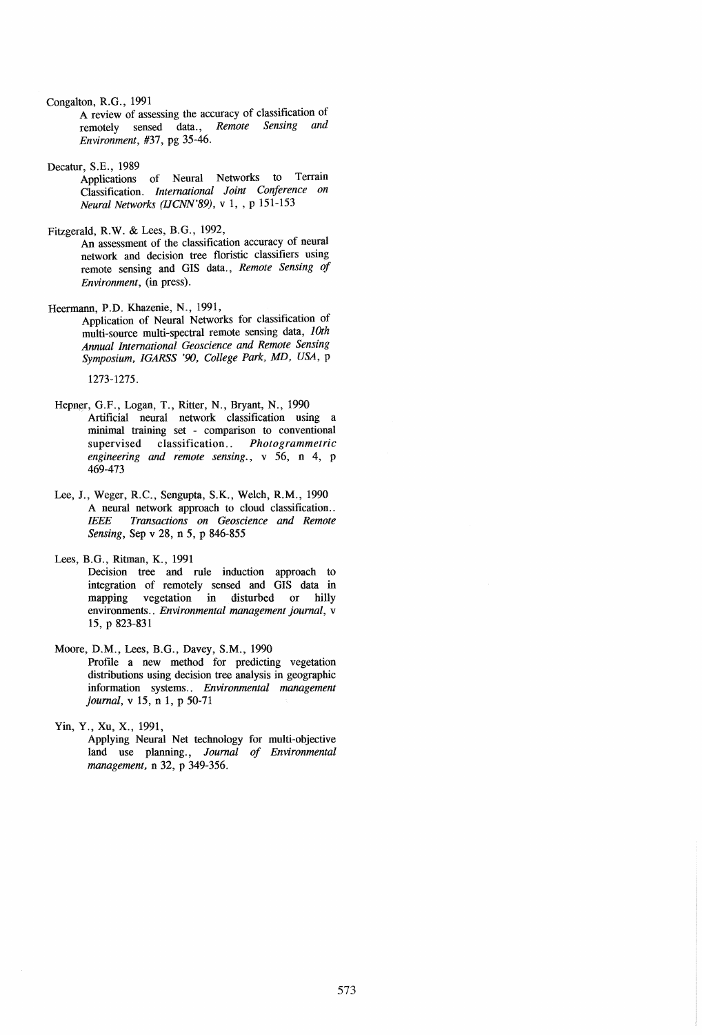Congalton, R.G., 1991
A review of assessing the accuracy of classification of remotely sensed data., *Remote Sensing and Environment*, #37, pg 35-46.

Decatur, S.E., 1989
Applications of Neural Networks to Terrain Classification. *International Joint Conference on Neural Networks (IJCNN'89)*, v 1, , p 151-153

Fitzgerald, R.W. & Lees, B.G., 1992,
An assessment of the classification accuracy of neural network and decision tree floristic classifiers using remote sensing and GIS data., *Remote Sensing of Environment*, (in press).

Heermann, P.D. Khazenie, N., 1991,
Application of Neural Networks for classification of multi-source multi-spectral remote sensing data, *10th Annual International Geoscience and Remote Sensing Symposium, IGARSS '90, College Park, MD, USA*, p 1273-1275.

Hepner, G.F., Logan, T., Ritter, N., Bryant, N., 1990
Artificial neural network classification using a minimal training set - comparison to conventional supervised classification.. *Photogrammetric engineering and remote sensing.*, v 56, n 4, p 469-473

Lee, J., Weger, R.C., Sengupta, S.K., Welch, R.M., 1990
A neural network approach to cloud classification.. *IEEE Transactions on Geoscience and Remote Sensing*, Sep v 28, n 5, p 846-855

Lees, B.G., Ritman, K., 1991
Decision tree and rule induction approach to integration of remotely sensed and GIS data in mapping vegetation in disturbed or hilly environments.. *Environmental management journal*, v 15, p 823-831

Moore, D.M., Lees, B.G., Davey, S.M., 1990
Profile a new method for predicting vegetation distributions using decision tree analysis in geographic information systems.. *Environmental management journal*, v 15, n 1, p 50-71

Yin, Y., Xu, X., 1991,
Applying Neural Net technology for multi-objective land use planning., *Journal of Environmental management*, n 32, p 349-356.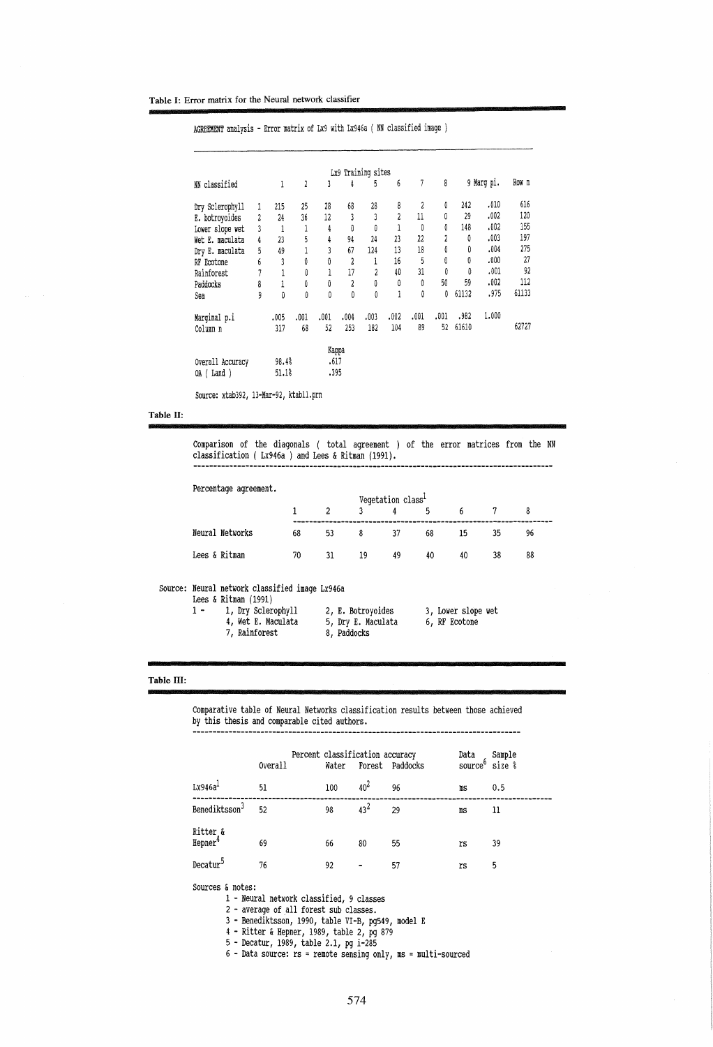**Table I:** Error matrix for the Neural network classifier

AGREEMENT analysis - Error matrix of Lx9 with Lx946a ( NN classified image )

| NN classified | | Lx9 Training sites 1 | 2 | 3 | 4 | 5 | 6 | 7 | 8 | 9 | Marg pi. | Row n |
|---|---|---|---|---|---|---|---|---|---|---|---|---|
| Dry Sclerophyll | 1 | 215 | 25 | 28 | 68 | 28 | 8 | 2 | 0 | 242 | .010 | 616 |
| E. botroyoides | 2 | 24 | 36 | 12 | 3 | 3 | 2 | 11 | 0 | 29 | .002 | 120 |
| Lower slope wet | 3 | 1 | 1 | 4 | 0 | 0 | 1 | 0 | 0 | 148 | .002 | 155 |
| Wet E. maculata | 4 | 23 | 5 | 4 | 94 | 24 | 23 | 22 | 2 | 0 | .003 | 197 |
| Dry E. maculata | 5 | 49 | 1 | 3 | 67 | 124 | 13 | 18 | 0 | 0 | .004 | 275 |
| RF Ecotone | 6 | 3 | 0 | 0 | 2 | 1 | 16 | 5 | 0 | 0 | .000 | 27 |
| Rainforest | 7 | 1 | 0 | 1 | 17 | 2 | 40 | 31 | 0 | 0 | .001 | 92 |
| Paddocks | 8 | 1 | 0 | 0 | 2 | 0 | 0 | 0 | 50 | 59 | .002 | 112 |
| Sea | 9 | 0 | 0 | 0 | 0 | 0 | 1 | 0 | 0 | 61132 | .975 | 61133 |
| Marginal p.i | | .005 | .001 | .001 | .004 | .003 | .002 | .001 | .001 | .982 | 1.000 | |
| Column n | | 317 | 68 | 52 | 253 | 182 | 104 | 89 | 52 | 61610 | | 62727 |

| | | Kappa |
|---|---|---|
| Overall Accuracy | 98.4% | .617 |
| OA ( Land ) | 51.1% | .395 |

Source: xtab392, 13-Mar-92, ktabl1.prn

**Table II:**

Comparison of the diagonals ( total agreement ) of the error matrices from the NN classification ( Lx946a ) and Lees & Ritman (1991).

Percentage agreement.

| | Vegetation class[1] 1 | 2 | 3 | 4 | 5 | 6 | 7 | 8 |
|---|---|---|---|---|---|---|---|---|
| Neural Networks | 68 | 53 | 8 | 37 | 68 | 15 | 35 | 96 |
| Lees & Ritman | 70 | 31 | 19 | 49 | 40 | 40 | 38 | 88 |

Source: Neural network classified image Lx946a
Lees & Ritman (1991)
1 - 1, Dry Sclerophyll; 2, E. Botroyoides; 3, Lower slope wet; 4, Wet E. Maculata; 5, Dry E. Maculata; 6, RF Ecotone; 7, Rainforest; 8, Paddocks

**Table III:**

Comparative table of Neural Networks classification results between those achieved by this thesis and comparable cited authors.

| | Percent classification accuracy Overall | Water | Forest | Paddocks | Data source[6] | Sample size % |
|---|---|---|---|---|---|---|
| Lx946a[1] | 51 | 100 | 40[2] | 96 | ms | 0.5 |
| Benediktsson[3] | 52 | 98 | 43[2] | 29 | ms | 11 |
| Ritter & Hepner[4] | 69 | 66 | 80 | 55 | rs | 39 |
| Decatur[5] | 76 | 92 | - | 57 | rs | 5 |

Sources & notes:
1 - Neural network classified, 9 classes
2 - average of all forest sub classes.
3 - Benediktsson, 1990, table VI-B, pg549, model E
4 - Ritter & Hepner, 1989, table 2, pg 879
5 - Decatur, 1989, table 2.1, pg i-285
6 - Data source: rs = remote sensing only, ms = multi-sourced